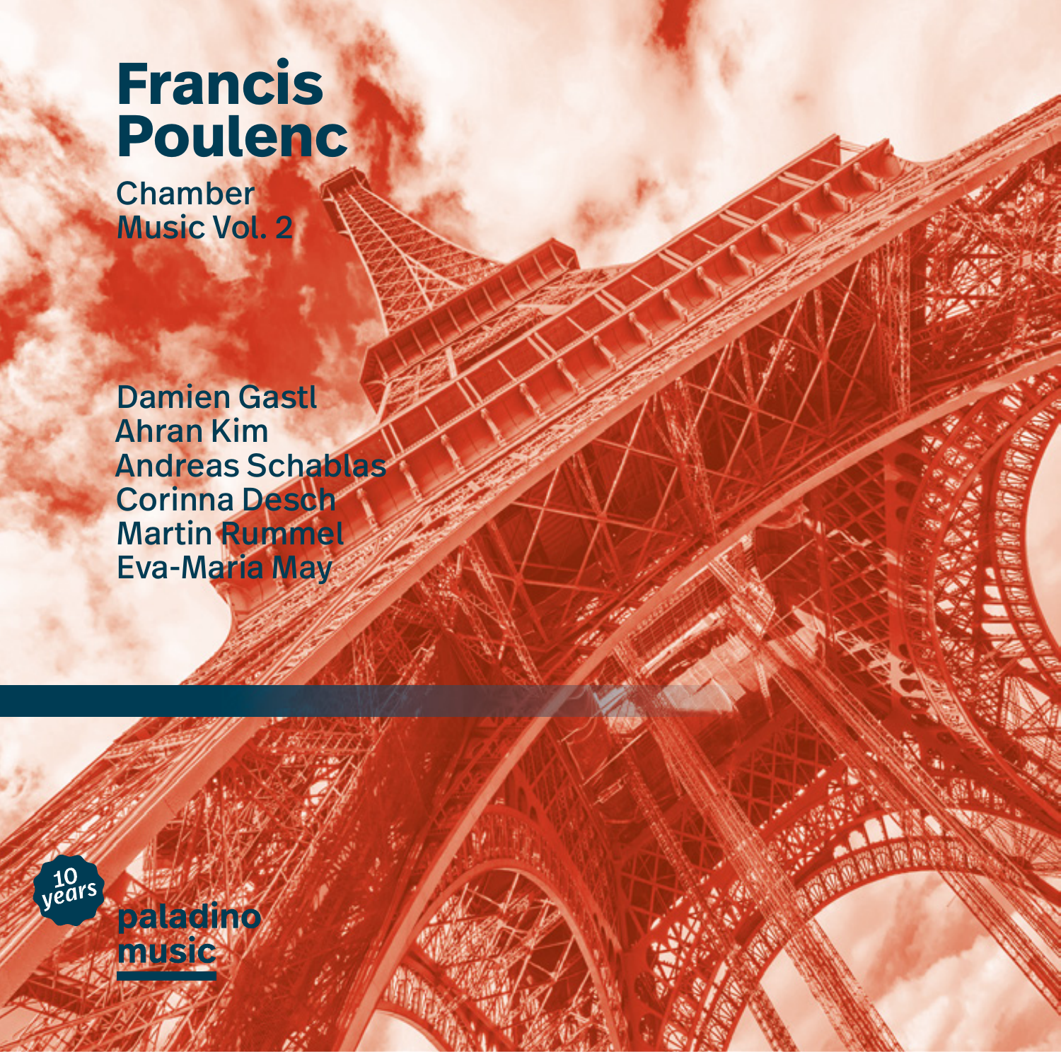# Francis Poulenc

## Chamber Music Vol. 2

Damien Gastl
Ahran Kim
Andreas Schablas
Corinna Desch
Martin Rummel
Eva-Maria May

10 years

paladino music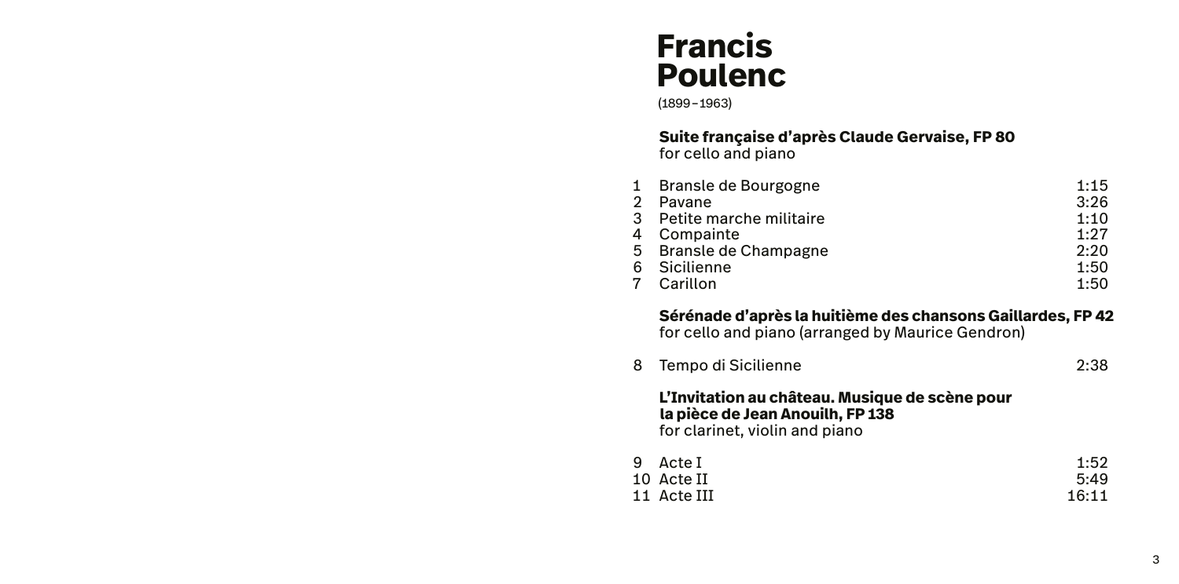# Francis Poulenc

(1899–1963)

**Suite française d'après Claude Gervaise, FP 80**
for cello and piano

| | | |
|---|---|---|
| 1 | Bransle de Bourgogne | 1:15 |
| 2 | Pavane | 3:26 |
| 3 | Petite marche militaire | 1:10 |
| 4 | Compainte | 1:27 |
| 5 | Bransle de Champagne | 2:20 |
| 6 | Sicilienne | 1:50 |
| 7 | Carillon | 1:50 |

**Sérénade d'après la huitième des chansons Gaillardes, FP 42**
for cello and piano (arranged by Maurice Gendron)

| | | |
|---|---|---|
| 8 | Tempo di Sicilienne | 2:38 |

**L'Invitation au château. Musique de scène pour la pièce de Jean Anouilh, FP 138**
for clarinet, violin and piano

| | | |
|---|---|---|
| 9 | Acte I | 1:52 |
| 10 | Acte II | 5:49 |
| 11 | Acte III | 16:11 |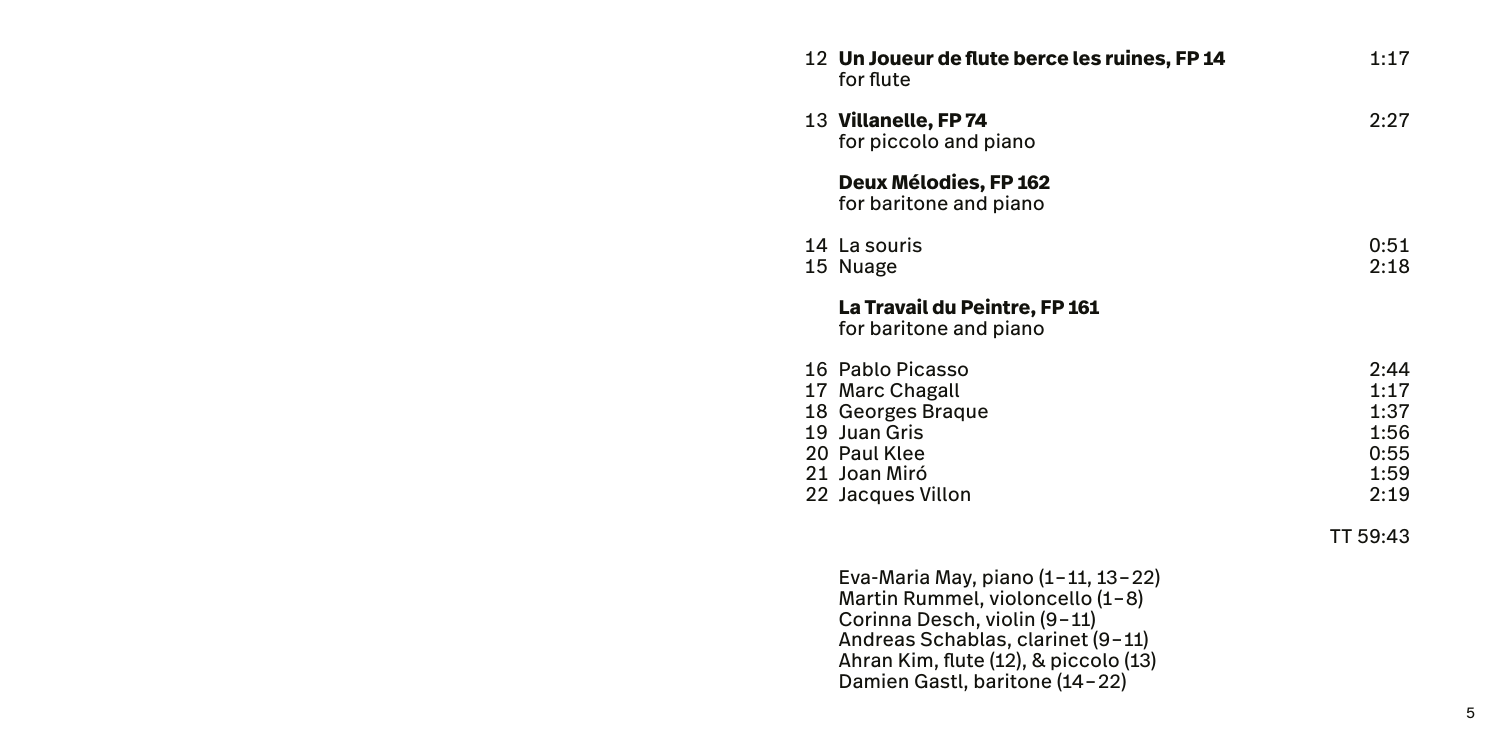12 **Un Joueur de flute berce les ruines, FP 14** 1:17
for flute

13 **Villanelle, FP 74** 2:27
for piccolo and piano

**Deux Mélodies, FP 162**
for baritone and piano

14 La souris 0:51
15 Nuage 2:18

**La Travail du Peintre, FP 161**
for baritone and piano

16 Pablo Picasso 2:44
17 Marc Chagall 1:17
18 Georges Braque 1:37
19 Juan Gris 1:56
20 Paul Klee 0:55
21 Joan Miró 1:59
22 Jacques Villon 2:19

TT 59:43

Eva-Maria May, piano (1–11, 13–22)
Martin Rummel, violoncello (1–8)
Corinna Desch, violin (9–11)
Andreas Schablas, clarinet (9–11)
Ahran Kim, flute (12), & piccolo (13)
Damien Gastl, baritone (14–22)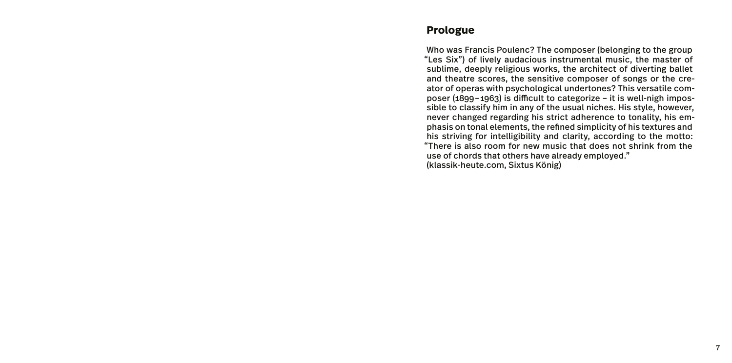## Prologue

Who was Francis Poulenc? The composer (belonging to the group "Les Six") of lively audacious instrumental music, the master of sublime, deeply religious works, the architect of diverting ballet and theatre scores, the sensitive composer of songs or the creator of operas with psychological undertones? This versatile composer (1899 – 1963) is difficult to categorize – it is well-nigh impossible to classify him in any of the usual niches. His style, however, never changed regarding his strict adherence to tonality, his emphasis on tonal elements, the refined simplicity of his textures and his striving for intelligibility and clarity, according to the motto: "There is also room for new music that does not shrink from the use of chords that others have already employed."
(klassik-heute.com, Sixtus König)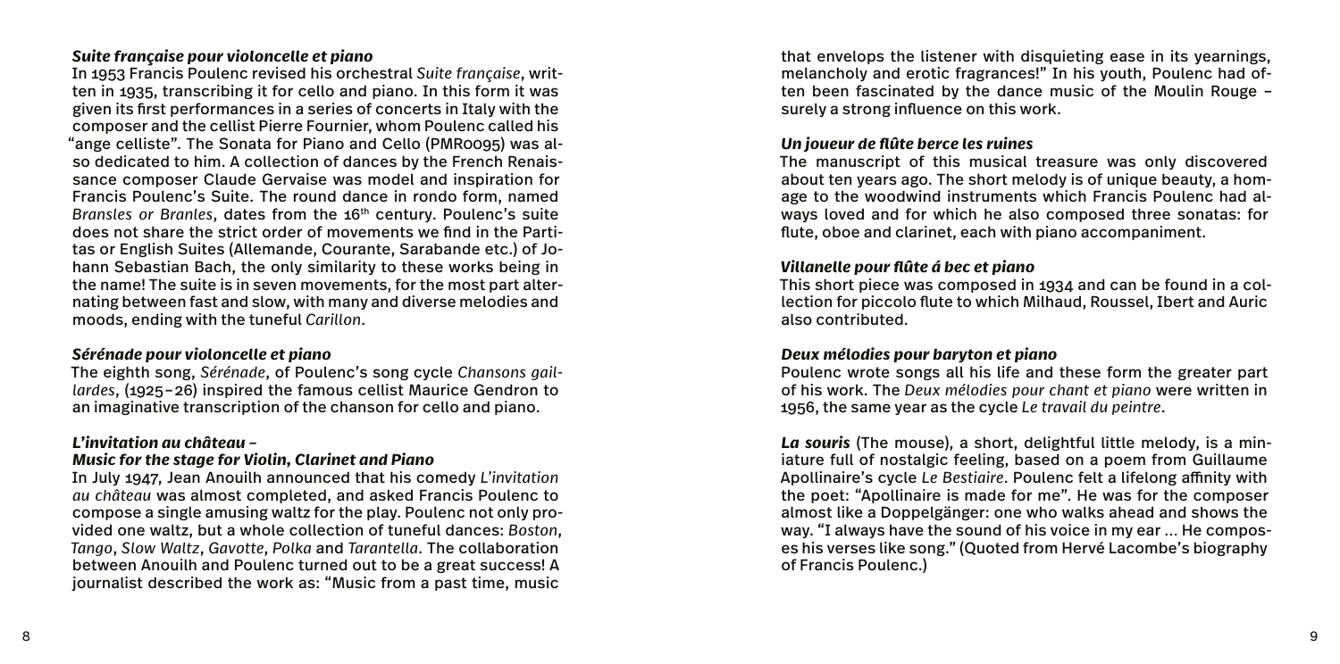### *Suite française pour violoncelle et piano*

In 1953 Francis Poulenc revised his orchestral *Suite française*, written in 1935, transcribing it for cello and piano. In this form it was given its first performances in a series of concerts in Italy with the composer and the cellist Pierre Fournier, whom Poulenc called his "ange celliste". The Sonata for Piano and Cello (PMR0095) was also dedicated to him. A collection of dances by the French Renaissance composer Claude Gervaise was model and inspiration for Francis Poulenc's Suite. The round dance in rondo form, named *Bransles or Branles*, dates from the 16th century. Poulenc's suite does not share the strict order of movements we find in the Partitas or English Suites (Allemande, Courante, Sarabande etc.) of Johann Sebastian Bach, the only similarity to these works being in the name! The suite is in seven movements, for the most part alternating between fast and slow, with many and diverse melodies and moods, ending with the tuneful *Carillon*.

### *Sérénade pour violoncelle et piano*

The eighth song, *Sérénade*, of Poulenc's song cycle *Chansons gaillardes*, (1925–26) inspired the famous cellist Maurice Gendron to an imaginative transcription of the chanson for cello and piano.

### *L'invitation au château – Music for the stage for Violin, Clarinet and Piano*

In July 1947, Jean Anouilh announced that his comedy *L'invitation au château* was almost completed, and asked Francis Poulenc to compose a single amusing waltz for the play. Poulenc not only provided one waltz, but a whole collection of tuneful dances: *Boston*, *Tango*, *Slow Waltz*, *Gavotte*, *Polka* and *Tarantella*. The collaboration between Anouilh and Poulenc turned out to be a great success! A journalist described the work as: "Music from a past time, music that envelops the listener with disquieting ease in its yearnings, melancholy and erotic fragrances!" In his youth, Poulenc had often been fascinated by the dance music of the Moulin Rouge – surely a strong influence on this work.

### *Un joueur de flûte berce les ruines*

The manuscript of this musical treasure was only discovered about ten years ago. The short melody is of unique beauty, a homage to the woodwind instruments which Francis Poulenc had always loved and for which he also composed three sonatas: for flute, oboe and clarinet, each with piano accompaniment.

### *Villanelle pour flûte á bec et piano*

This short piece was composed in 1934 and can be found in a collection for piccolo flute to which Milhaud, Roussel, Ibert and Auric also contributed.

### *Deux mélodies pour baryton et piano*

Poulenc wrote songs all his life and these form the greater part of his work. The *Deux mélodies pour chant et piano* were written in 1956, the same year as the cycle *Le travail du peintre*.

***La souris*** (The mouse), a short, delightful little melody, is a miniature full of nostalgic feeling, based on a poem from Guillaume Apollinaire's cycle *Le Bestiaire*. Poulenc felt a lifelong affinity with the poet: "Apollinaire is made for me". He was for the composer almost like a Doppelgänger: one who walks ahead and shows the way. "I always have the sound of his voice in my ear … He composes his verses like song." (Quoted from Hervé Lacombe's biography of Francis Poulenc.)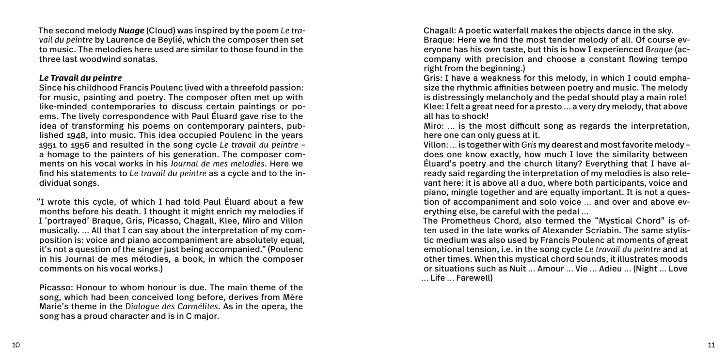The second melody ***Nuage*** (Cloud) was inspired by the poem *Le travail du peintre* by Laurence de Beylié, which the composer then set to music. The melodies here used are similar to those found in the three last woodwind sonatas.

### *Le Travail du peintre*

Since his childhood Francis Poulenc lived with a threefold passion: for music, painting and poetry. The composer often met up with like-minded contemporaries to discuss certain paintings or poems. The lively correspondence with Paul Éluard gave rise to the idea of transforming his poems on contemporary painters, published 1948, into music. This idea occupied Poulenc in the years 1951 to 1956 and resulted in the song cycle *Le travail du peintre* – a homage to the painters of his generation. The composer comments on his vocal works in his *Journal de mes melodies*. Here we find his statements to *Le travail du peintre* as a cycle and to the individual songs.

"I wrote this cycle, of which I had told Paul Éluard about a few months before his death. I thought it might enrich my melodies if I 'portrayed' Braque, Gris, Picasso, Chagall, Klee, Miro and Villon musically. … All that I can say about the interpretation of my composition is: voice and piano accompaniment are absolutely equal, it's not a question of the singer just being accompanied." (Poulenc in his Journal de mes mélodies, a book, in which the composer comments on his vocal works.)

Picasso: Honour to whom honour is due. The main theme of the song, which had been conceived long before, derives from Mère Marie's theme in the *Dialogue des Carmélites*. As in the opera, the song has a proud character and is in C major.

Chagall: A poetic waterfall makes the objects dance in the sky.
Braque: Here we find the most tender melody of all. Of course everyone has his own taste, but this is how I experienced *Braque* (accompany with precision and choose a constant flowing tempo right from the beginning.)
Gris: I have a weakness for this melody, in which I could emphasize the rhythmic affinities between poetry and music. The melody is distressingly melancholy and the pedal should play a main role!
Klee: I felt a great need for a presto … a very dry melody, that above all has to shock!
Miro: … is the most difficult song as regards the interpretation, here one can only guess at it.
Villon: … is together with *Gris* my dearest and most favorite melody – does one know exactly, how much I love the similarity between Éluard's poetry and the church litany? Everything that I have already said regarding the interpretation of my melodies is also relevant here: it is above all a duo, where both participants, voice and piano, mingle together and are equally important. It is not a question of accompaniment and solo voice … and over and above everything else, be careful with the pedal …
The Prometheus Chord, also termed the "Mystical Chord" is often used in the late works of Alexander Scriabin. The same stylistic medium was also used by Francis Poulenc at moments of great emotional tension, i.e. in the song cycle *Le travail du peintre* and at other times. When this mystical chord sounds, it illustrates moods or situations such as Nuit … Amour … Vie … Adieu … (Night … Love … Life … Farewell)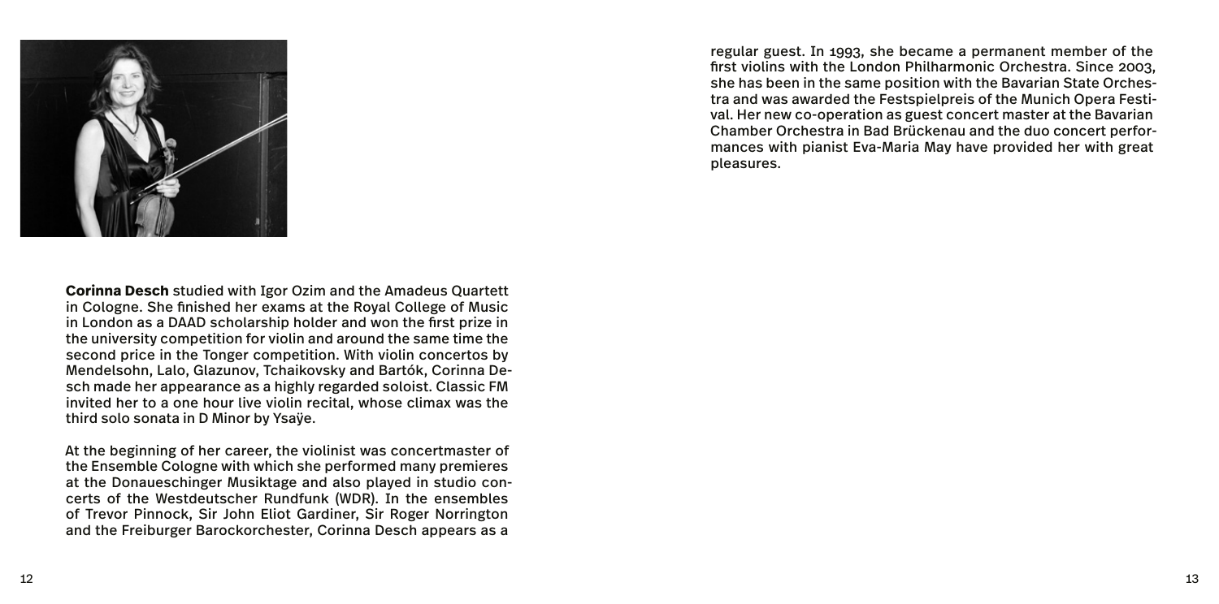**Corinna Desch** studied with Igor Ozim and the Amadeus Quartett in Cologne. She finished her exams at the Royal College of Music in London as a DAAD scholarship holder and won the first prize in the university competition for violin and around the same time the second price in the Tonger competition. With violin concertos by Mendelsohn, Lalo, Glazunov, Tchaikovsky and Bartók, Corinna Desch made her appearance as a highly regarded soloist. Classic FM invited her to a one hour live violin recital, whose climax was the third solo sonata in D Minor by Ysaÿe.

At the beginning of her career, the violinist was concertmaster of the Ensemble Cologne with which she performed many premieres at the Donaueschinger Musiktage and also played in studio concerts of the Westdeutscher Rundfunk (WDR). In the ensembles of Trevor Pinnock, Sir John Eliot Gardiner, Sir Roger Norrington and the Freiburger Barockorchester, Corinna Desch appears as a regular guest. In 1993, she became a permanent member of the first violins with the London Philharmonic Orchestra. Since 2003, she has been in the same position with the Bavarian State Orchestra and was awarded the Festspielpreis of the Munich Opera Festival. Her new co-operation as guest concert master at the Bavarian Chamber Orchestra in Bad Brückenau and the duo concert performances with pianist Eva-Maria May have provided her with great pleasures.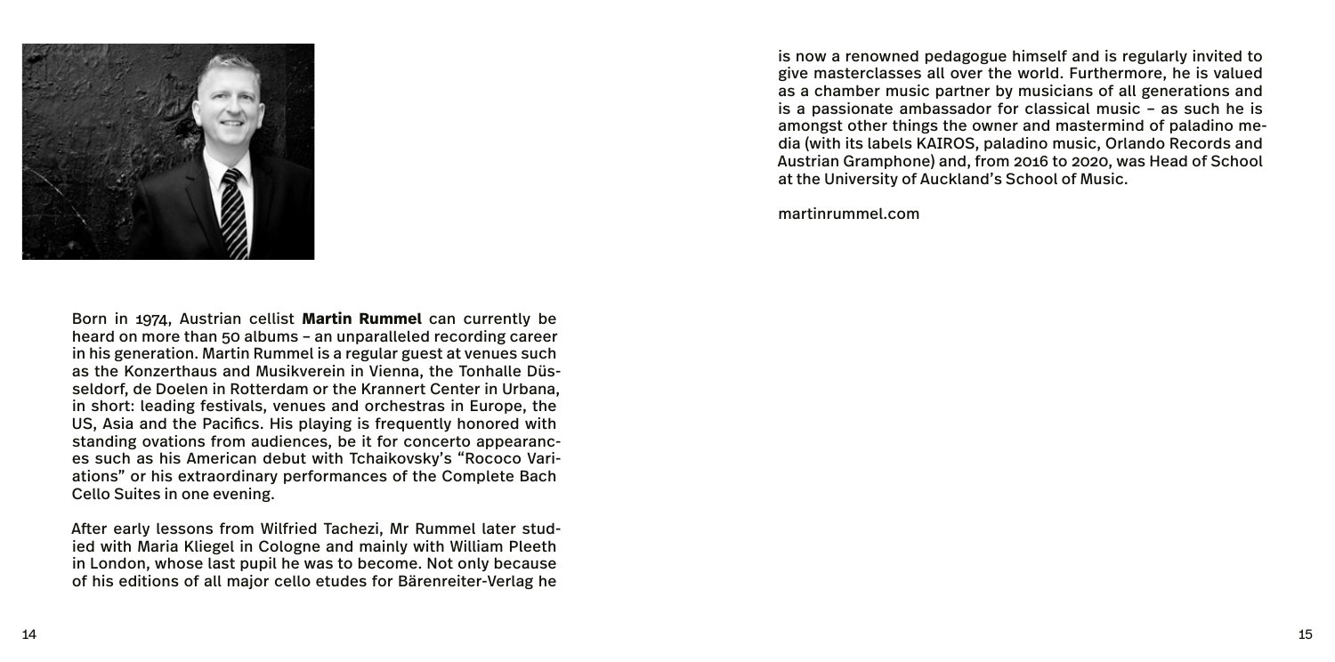Born in 1974, Austrian cellist **Martin Rummel** can currently be heard on more than 50 albums – an unparalleled recording career in his generation. Martin Rummel is a regular guest at venues such as the Konzerthaus and Musikverein in Vienna, the Tonhalle Düsseldorf, de Doelen in Rotterdam or the Krannert Center in Urbana, in short: leading festivals, venues and orchestras in Europe, the US, Asia and the Pacifics. His playing is frequently honored with standing ovations from audiences, be it for concerto appearances such as his American debut with Tchaikovsky's "Rococo Variations" or his extraordinary performances of the Complete Bach Cello Suites in one evening.

After early lessons from Wilfried Tachezi, Mr Rummel later studied with Maria Kliegel in Cologne and mainly with William Pleeth in London, whose last pupil he was to become. Not only because of his editions of all major cello etudes for Bärenreiter-Verlag he is now a renowned pedagogue himself and is regularly invited to give masterclasses all over the world. Furthermore, he is valued as a chamber music partner by musicians of all generations and is a passionate ambassador for classical music – as such he is amongst other things the owner and mastermind of paladino media (with its labels KAIROS, paladino music, Orlando Records and Austrian Gramphone) and, from 2016 to 2020, was Head of School at the University of Auckland's School of Music.

martinrummel.com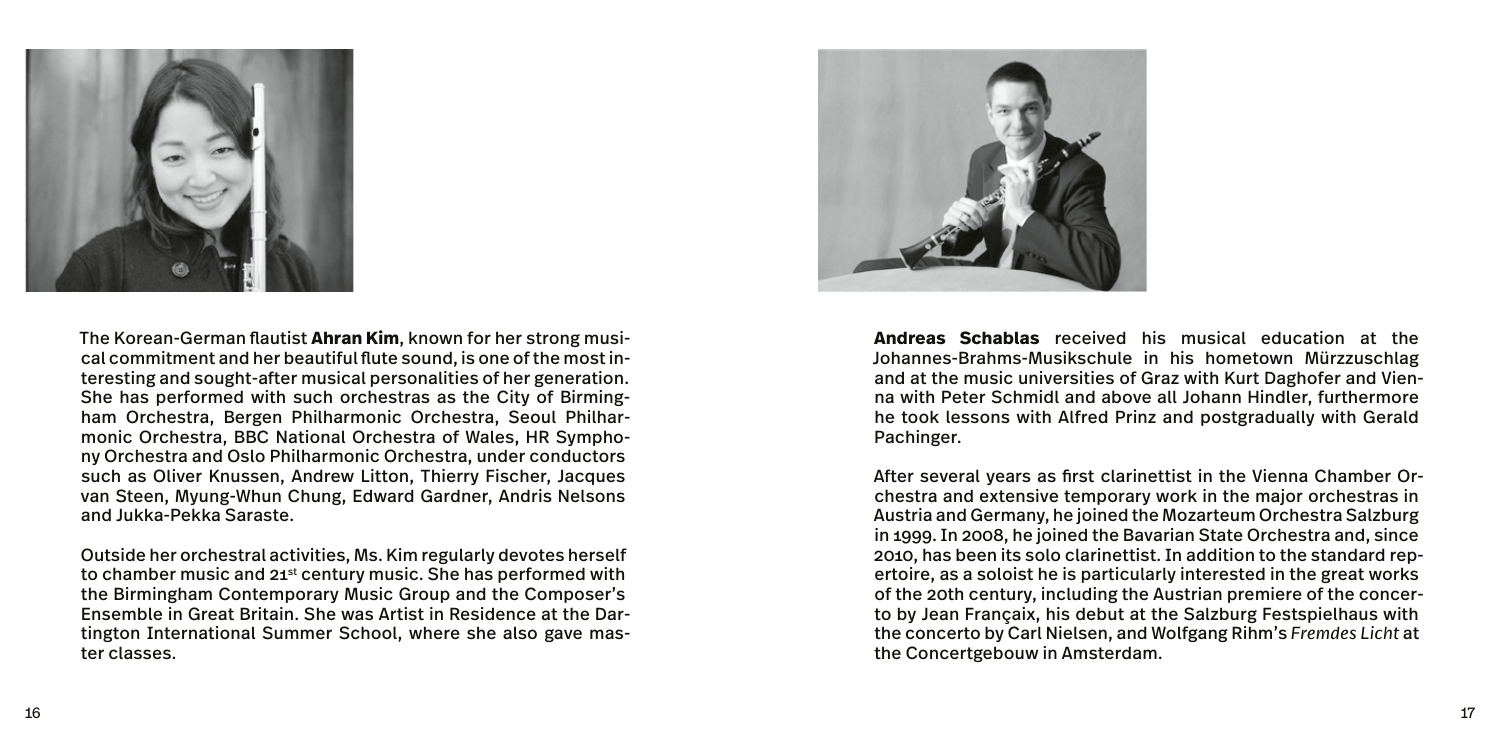The Korean-German flautist **Ahran Kim**, known for her strong musical commitment and her beautiful flute sound, is one of the most interesting and sought-after musical personalities of her generation. She has performed with such orchestras as the City of Birmingham Orchestra, Bergen Philharmonic Orchestra, Seoul Philharmonic Orchestra, BBC National Orchestra of Wales, HR Symphony Orchestra and Oslo Philharmonic Orchestra, under conductors such as Oliver Knussen, Andrew Litton, Thierry Fischer, Jacques van Steen, Myung-Whun Chung, Edward Gardner, Andris Nelsons and Jukka-Pekka Saraste.

Outside her orchestral activities, Ms. Kim regularly devotes herself to chamber music and 21st century music. She has performed with the Birmingham Contemporary Music Group and the Composer's Ensemble in Great Britain. She was Artist in Residence at the Dartington International Summer School, where she also gave master classes.

**Andreas Schablas** received his musical education at the Johannes-Brahms-Musikschule in his hometown Mürzzuschlag and at the music universities of Graz with Kurt Daghofer and Vienna with Peter Schmidl and above all Johann Hindler, furthermore he took lessons with Alfred Prinz and postgradually with Gerald Pachinger.

After several years as first clarinettist in the Vienna Chamber Orchestra and extensive temporary work in the major orchestras in Austria and Germany, he joined the Mozarteum Orchestra Salzburg in 1999. In 2008, he joined the Bavarian State Orchestra and, since 2010, has been its solo clarinettist. In addition to the standard repertoire, as a soloist he is particularly interested in the great works of the 20th century, including the Austrian premiere of the concerto by Jean Françaix, his debut at the Salzburg Festspielhaus with the concerto by Carl Nielsen, and Wolfgang Rihm's *Fremdes Licht* at the Concertgebouw in Amsterdam.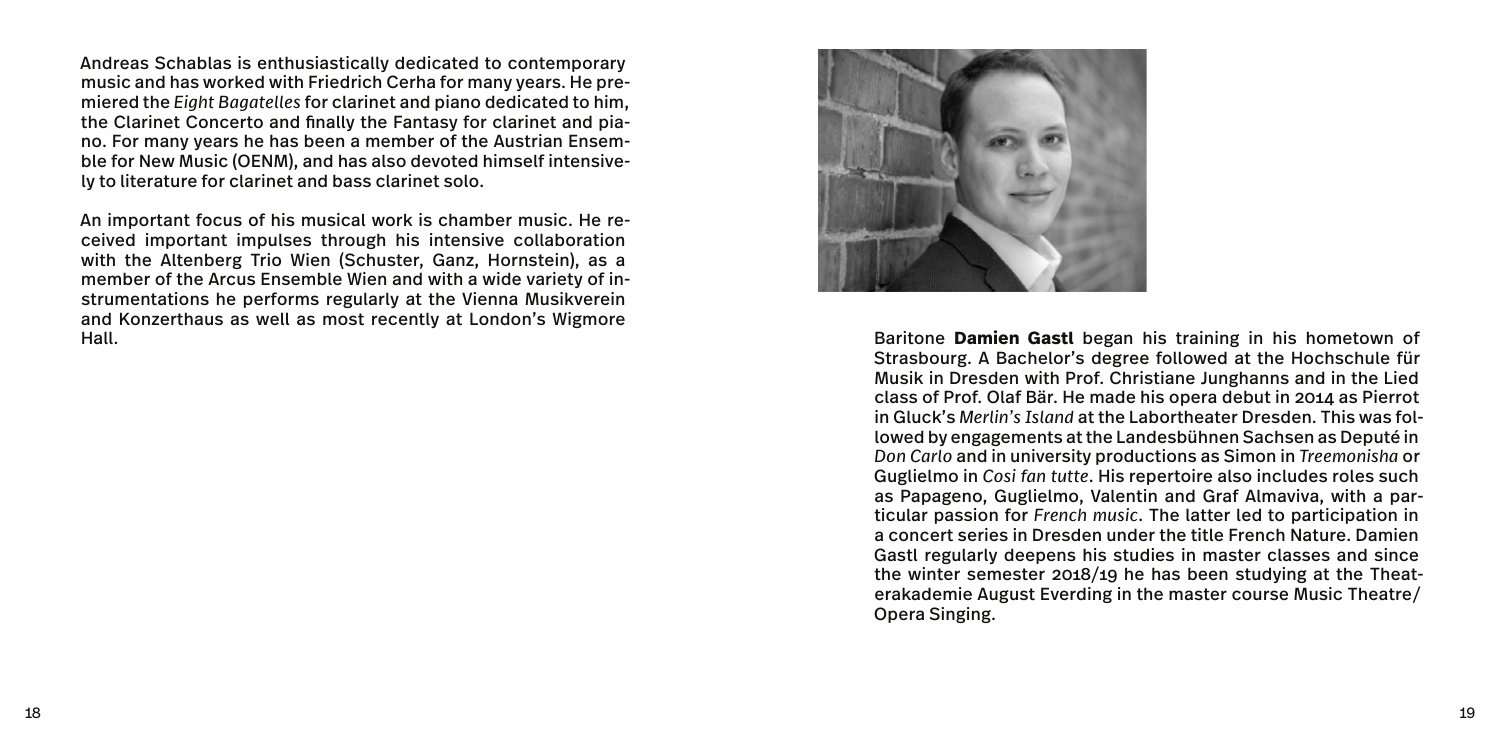Andreas Schablas is enthusiastically dedicated to contemporary music and has worked with Friedrich Cerha for many years. He premiered the *Eight Bagatelles* for clarinet and piano dedicated to him, the Clarinet Concerto and finally the Fantasy for clarinet and piano. For many years he has been a member of the Austrian Ensemble for New Music (OENM), and has also devoted himself intensively to literature for clarinet and bass clarinet solo.

An important focus of his musical work is chamber music. He received important impulses through his intensive collaboration with the Altenberg Trio Wien (Schuster, Ganz, Hornstein), as a member of the Arcus Ensemble Wien and with a wide variety of instrumentations he performs regularly at the Vienna Musikverein and Konzerthaus as well as most recently at London's Wigmore Hall.

Baritone **Damien Gastl** began his training in his hometown of Strasbourg. A Bachelor's degree followed at the Hochschule für Musik in Dresden with Prof. Christiane Junghanns and in the Lied class of Prof. Olaf Bär. He made his opera debut in 2014 as Pierrot in Gluck's *Merlin's Island* at the Labortheater Dresden. This was followed by engagements at the Landesbühnen Sachsen as Deputé in *Don Carlo* and in university productions as Simon in *Treemonisha* or Guglielmo in *Cosi fan tutte*. His repertoire also includes roles such as Papageno, Guglielmo, Valentin and Graf Almaviva, with a particular passion for *French music*. The latter led to participation in a concert series in Dresden under the title French Nature. Damien Gastl regularly deepens his studies in master classes and since the winter semester 2018/19 he has been studying at the Theaterakademie August Everding in the master course Music Theatre/ Opera Singing.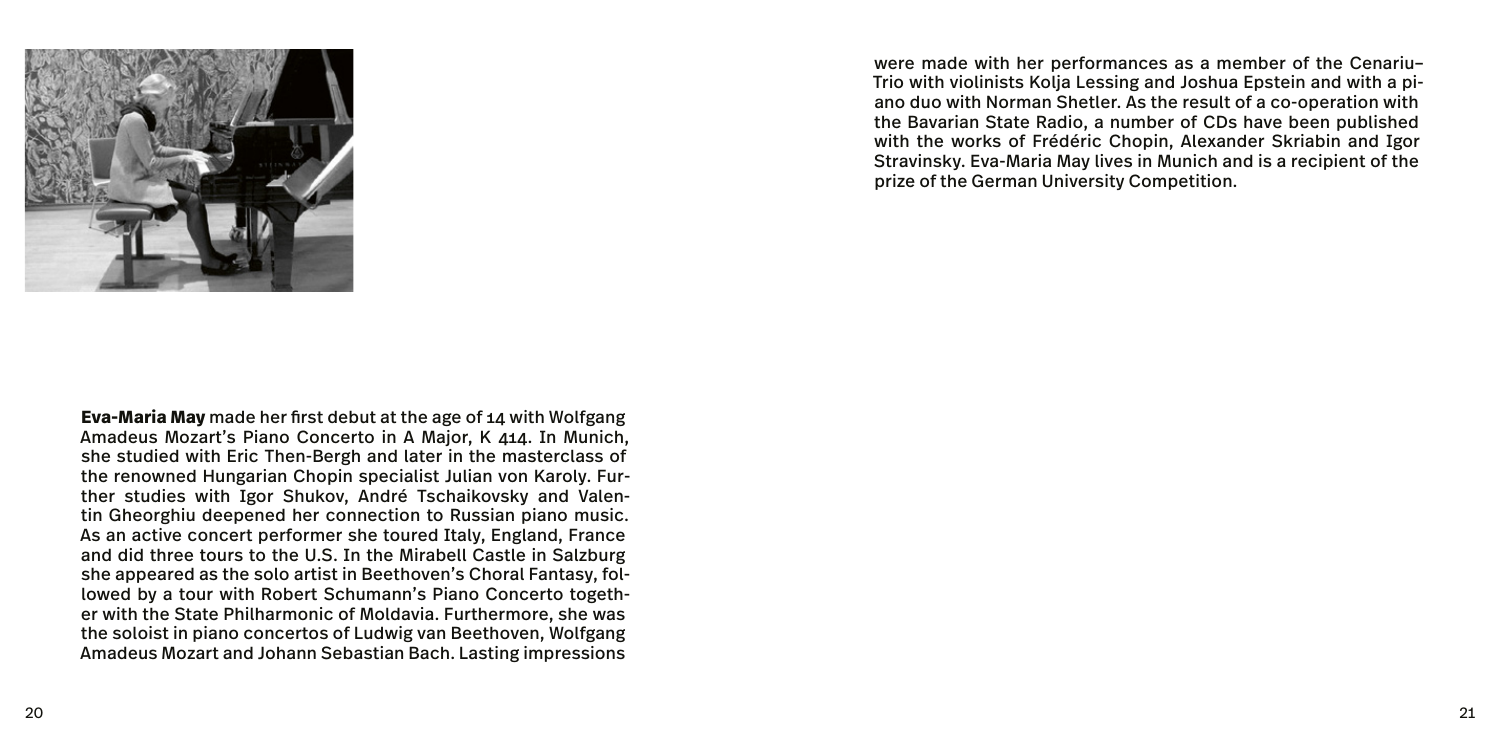**Eva-Maria May** made her first debut at the age of 14 with Wolfgang Amadeus Mozart's Piano Concerto in A Major, K 414. In Munich, she studied with Eric Then-Bergh and later in the masterclass of the renowned Hungarian Chopin specialist Julian von Karoly. Further studies with Igor Shukov, André Tschaikovsky and Valentin Gheorghiu deepened her connection to Russian piano music. As an active concert performer she toured Italy, England, France and did three tours to the U.S. In the Mirabell Castle in Salzburg she appeared as the solo artist in Beethoven's Choral Fantasy, followed by a tour with Robert Schumann's Piano Concerto together with the State Philharmonic of Moldavia. Furthermore, she was the soloist in piano concertos of Ludwig van Beethoven, Wolfgang Amadeus Mozart and Johann Sebastian Bach. Lasting impressions were made with her performances as a member of the Cenariu–Trio with violinists Kolja Lessing and Joshua Epstein and with a piano duo with Norman Shetler. As the result of a co-operation with the Bavarian State Radio, a number of CDs have been published with the works of Frédéric Chopin, Alexander Skriabin and Igor Stravinsky. Eva-Maria May lives in Munich and is a recipient of the prize of the German University Competition.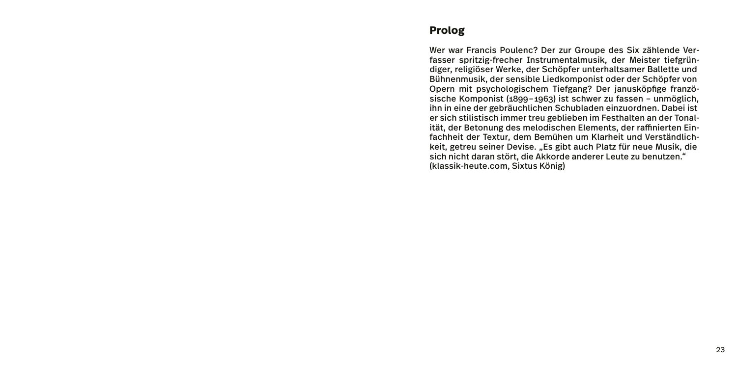## Prolog

Wer war Francis Poulenc? Der zur Groupe des Six zählende Verfasser spritzig-frecher Instrumentalmusik, der Meister tiefgründiger, religiöser Werke, der Schöpfer unterhaltsamer Ballette und Bühnenmusik, der sensible Liedkomponist oder der Schöpfer von Opern mit psychologischem Tiefgang? Der janusköpfige französische Komponist (1899–1963) ist schwer zu fassen – unmöglich, ihn in eine der gebräuchlichen Schubladen einzuordnen. Dabei ist er sich stilistisch immer treu geblieben im Festhalten an der Tonalität, der Betonung des melodischen Elements, der raffinierten Einfachheit der Textur, dem Bemühen um Klarheit und Verständlichkeit, getreu seiner Devise. „Es gibt auch Platz für neue Musik, die sich nicht daran stört, die Akkorde anderer Leute zu benutzen." (klassik-heute.com, Sixtus König)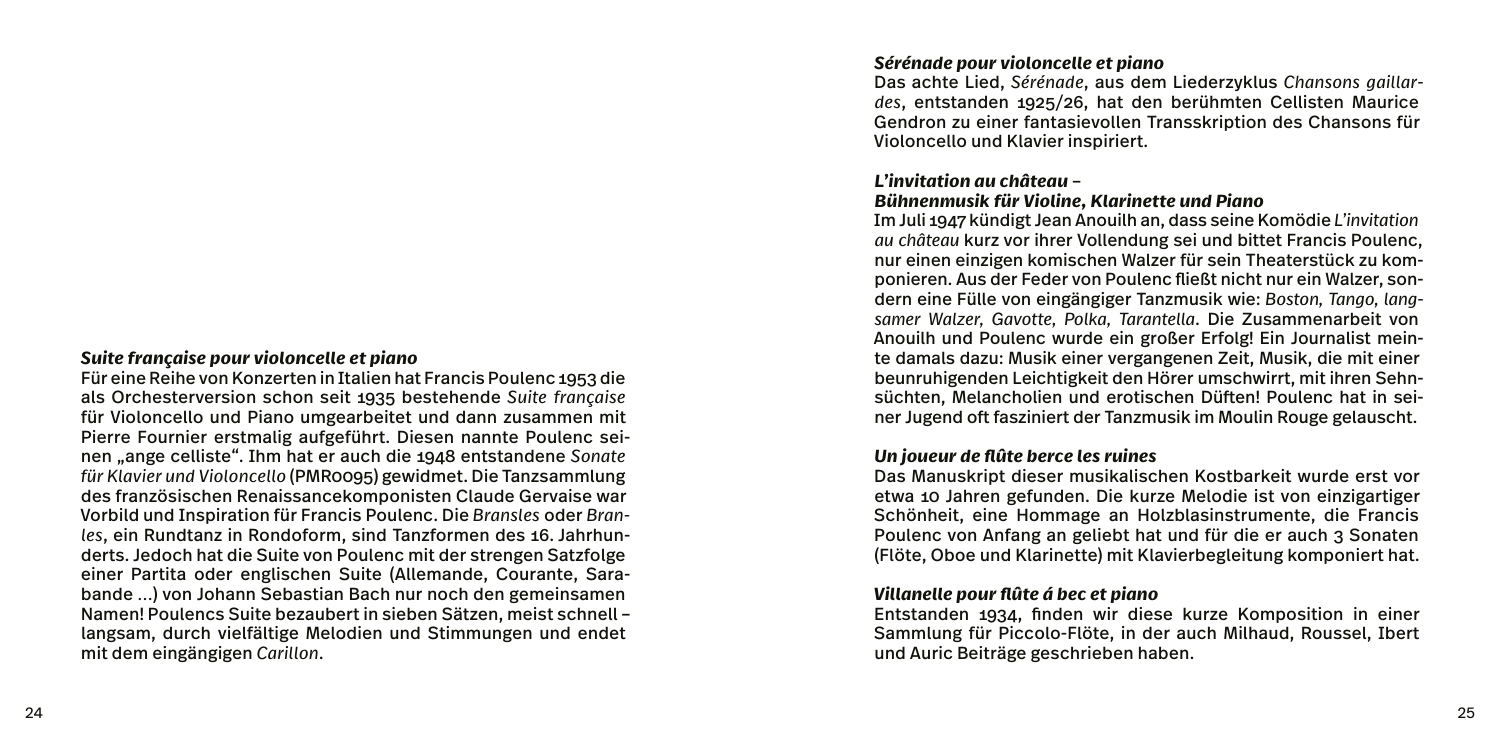### *Suite française pour violoncelle et piano*

Für eine Reihe von Konzerten in Italien hat Francis Poulenc 1953 die als Orchesterversion schon seit 1935 bestehende *Suite française* für Violoncello und Piano umgearbeitet und dann zusammen mit Pierre Fournier erstmalig aufgeführt. Diesen nannte Poulenc seinen „ange celliste". Ihm hat er auch die 1948 entstandene *Sonate für Klavier und Violoncello* (PMR0095) gewidmet. Die Tanzsammlung des französischen Renaissancekomponisten Claude Gervaise war Vorbild und Inspiration für Francis Poulenc. Die *Bransles* oder *Branles*, ein Rundtanz in Rondoform, sind Tanzformen des 16. Jahrhunderts. Jedoch hat die Suite von Poulenc mit der strengen Satzfolge einer Partita oder englischen Suite (Allemande, Courante, Sarabande …) von Johann Sebastian Bach nur noch den gemeinsamen Namen! Poulencs Suite bezaubert in sieben Sätzen, meist schnell – langsam, durch vielfältige Melodien und Stimmungen und endet mit dem eingängigen *Carillon*.

### *Sérénade pour violoncelle et piano*

Das achte Lied, *Sérénade*, aus dem Liederzyklus *Chansons gaillardes*, entstanden 1925/26, hat den berühmten Cellisten Maurice Gendron zu einer fantasievollen Transskription des Chansons für Violoncello und Klavier inspiriert.

### *L'invitation au château – Bühnenmusik für Violine, Klarinette und Piano*

Im Juli 1947 kündigt Jean Anouilh an, dass seine Komödie *L'invitation au château* kurz vor ihrer Vollendung sei und bittet Francis Poulenc, nur einen einzigen komischen Walzer für sein Theaterstück zu komponieren. Aus der Feder von Poulenc fließt nicht nur ein Walzer, sondern eine Fülle von eingängiger Tanzmusik wie: *Boston, Tango, langsamer Walzer, Gavotte, Polka, Tarantella*. Die Zusammenarbeit von Anouilh und Poulenc wurde ein großer Erfolg! Ein Journalist meinte damals dazu: Musik einer vergangenen Zeit, Musik, die mit einer beunruhigenden Leichtigkeit den Hörer umschwirrt, mit ihren Sehnsüchten, Melancholien und erotischen Düften! Poulenc hat in seiner Jugend oft fasziniert der Tanzmusik im Moulin Rouge gelauscht.

### *Un joueur de flûte berce les ruines*

Das Manuskript dieser musikalischen Kostbarkeit wurde erst vor etwa 10 Jahren gefunden. Die kurze Melodie ist von einzigartiger Schönheit, eine Hommage an Holzblasinstrumente, die Francis Poulenc von Anfang an geliebt hat und für die er auch 3 Sonaten (Flöte, Oboe und Klarinette) mit Klavierbegleitung komponiert hat.

### *Villanelle pour flûte á bec et piano*

Entstanden 1934, finden wir diese kurze Komposition in einer Sammlung für Piccolo-Flöte, in der auch Milhaud, Roussel, Ibert und Auric Beiträge geschrieben haben.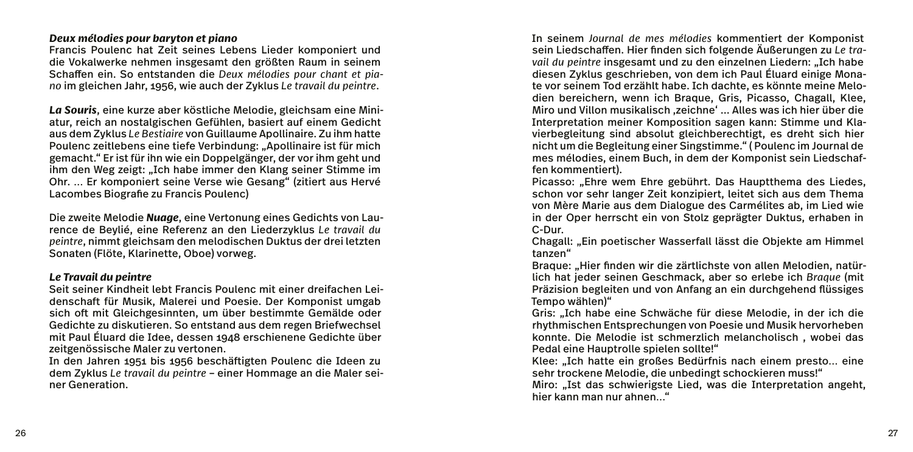### *Deux mélodies pour baryton et piano*

Francis Poulenc hat Zeit seines Lebens Lieder komponiert und die Vokalwerke nehmen insgesamt den größten Raum in seinem Schaffen ein. So entstanden die *Deux mélodies pour chant et piano* im gleichen Jahr, 1956, wie auch der Zyklus *Le travail du peintre*.

***La Souris***, eine kurze aber köstliche Melodie, gleichsam eine Miniatur, reich an nostalgischen Gefühlen, basiert auf einem Gedicht aus dem Zyklus *Le Bestiaire* von Guillaume Apollinaire. Zu ihm hatte Poulenc zeitlebens eine tiefe Verbindung: „Apollinaire ist für mich gemacht." Er ist für ihn wie ein Doppelgänger, der vor ihm geht und ihm den Weg zeigt: „Ich habe immer den Klang seiner Stimme im Ohr. … Er komponiert seine Verse wie Gesang" (zitiert aus Hervé Lacombes Biografie zu Francis Poulenc)

Die zweite Melodie ***Nuage***, eine Vertonung eines Gedichts von Laurence de Beylié, eine Referenz an den Liederzyklus *Le travail du peintre*, nimmt gleichsam den melodischen Duktus der drei letzten Sonaten (Flöte, Klarinette, Oboe) vorweg.

### *Le Travail du peintre*

Seit seiner Kindheit lebt Francis Poulenc mit einer dreifachen Leidenschaft für Musik, Malerei und Poesie. Der Komponist umgab sich oft mit Gleichgesinnten, um über bestimmte Gemälde oder Gedichte zu diskutieren. So entstand aus dem regen Briefwechsel mit Paul Éluard die Idee, dessen 1948 erschienene Gedichte über zeitgenössische Maler zu vertonen.

In den Jahren 1951 bis 1956 beschäftigten Poulenc die Ideen zu dem Zyklus *Le travail du peintre* – einer Hommage an die Maler seiner Generation.

In seinem *Journal de mes mélodies* kommentiert der Komponist sein Liedschaffen. Hier finden sich folgende Äußerungen zu *Le travail du peintre* insgesamt und zu den einzelnen Liedern: „Ich habe diesen Zyklus geschrieben, von dem ich Paul Éluard einige Monate vor seinem Tod erzählt habe. Ich dachte, es könnte meine Melodien bereichern, wenn ich Braque, Gris, Picasso, Chagall, Klee, Miro und Villon musikalisch ‚zeichne' … Alles was ich hier über die Interpretation meiner Komposition sagen kann: Stimme und Klavierbegleitung sind absolut gleichberechtigt, es dreht sich hier nicht um die Begleitung einer Singstimme." ( Poulenc im Journal de mes mélodies, einem Buch, in dem der Komponist sein Liedschaffen kommentiert).

Picasso: „Ehre wem Ehre gebührt. Das Hauptthema des Liedes, schon vor sehr langer Zeit konzipiert, leitet sich aus dem Thema von Mère Marie aus den Dialogue des Carmélites ab, im Lied wie in der Oper herrscht ein von Stolz geprägter Duktus, erhaben in C-Dur.

Chagall: „Ein poetischer Wasserfall lässt die Objekte am Himmel tanzen"

Braque: „Hier finden wir die zärtlichste von allen Melodien, natürlich hat jeder seinen Geschmack, aber so erlebe ich *Braque* (mit Präzision begleiten und von Anfang an ein durchgehend flüssiges Tempo wählen)"

Gris: „Ich habe eine Schwäche für diese Melodie, in der ich die rhythmischen Entsprechungen von Poesie und Musik hervorheben konnte. Die Melodie ist schmerzlich melancholisch , wobei das Pedal eine Hauptrolle spielen sollte!"

Klee: „Ich hatte ein großes Bedürfnis nach einem presto… eine sehr trockene Melodie, die unbedingt schockieren muss!"

Miro: „Ist das schwierigste Lied, was die Interpretation angeht, hier kann man nur ahnen…"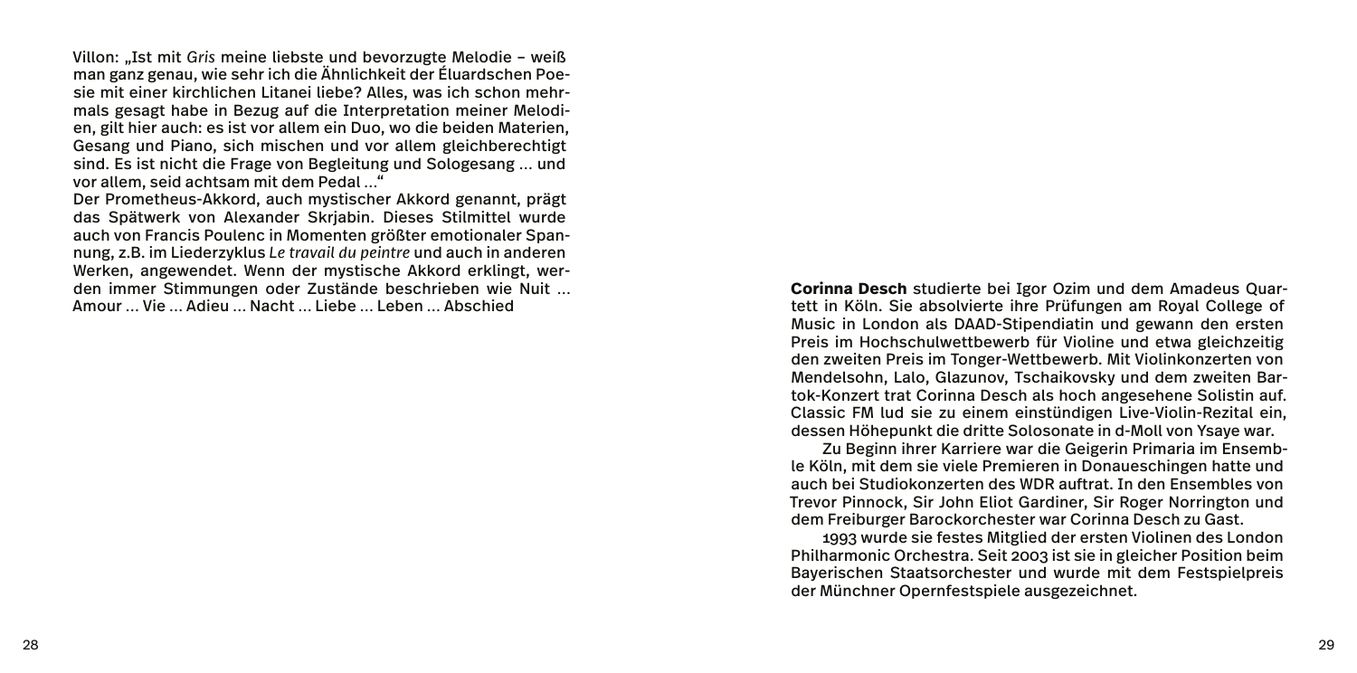Villon: „Ist mit *Gris* meine liebste und bevorzugte Melodie – weiß man ganz genau, wie sehr ich die Ähnlichkeit der Éluardschen Poesie mit einer kirchlichen Litanei liebe? Alles, was ich schon mehrmals gesagt habe in Bezug auf die Interpretation meiner Melodien, gilt hier auch: es ist vor allem ein Duo, wo die beiden Materien, Gesang und Piano, sich mischen und vor allem gleichberechtigt sind. Es ist nicht die Frage von Begleitung und Sologesang … und vor allem, seid achtsam mit dem Pedal …"

Der Prometheus-Akkord, auch mystischer Akkord genannt, prägt das Spätwerk von Alexander Skrjabin. Dieses Stilmittel wurde auch von Francis Poulenc in Momenten größter emotionaler Spannung, z.B. im Liederzyklus *Le travail du peintre* und auch in anderen Werken, angewendet. Wenn der mystische Akkord erklingt, werden immer Stimmungen oder Zustände beschrieben wie Nuit … Amour … Vie … Adieu … Nacht … Liebe … Leben … Abschied

**Corinna Desch** studierte bei Igor Ozim und dem Amadeus Quartett in Köln. Sie absolvierte ihre Prüfungen am Royal College of Music in London als DAAD-Stipendiatin und gewann den ersten Preis im Hochschulwettbewerb für Violine und etwa gleichzeitig den zweiten Preis im Tonger-Wettbewerb. Mit Violinkonzerten von Mendelsohn, Lalo, Glazunov, Tschaikovsky und dem zweiten Bartok-Konzert trat Corinna Desch als hoch angesehene Solistin auf. Classic FM lud sie zu einem einstündigen Live-Violin-Rezital ein, dessen Höhepunkt die dritte Solosonate in d-Moll von Ysaye war.

Zu Beginn ihrer Karriere war die Geigerin Primaria im Ensemble Köln, mit dem sie viele Premieren in Donaueschingen hatte und auch bei Studiokonzerten des WDR auftrat. In den Ensembles von Trevor Pinnock, Sir John Eliot Gardiner, Sir Roger Norrington und dem Freiburger Barockorchester war Corinna Desch zu Gast.

1993 wurde sie festes Mitglied der ersten Violinen des London Philharmonic Orchestra. Seit 2003 ist sie in gleicher Position beim Bayerischen Staatsorchester und wurde mit dem Festspielpreis der Münchner Opernfestspiele ausgezeichnet.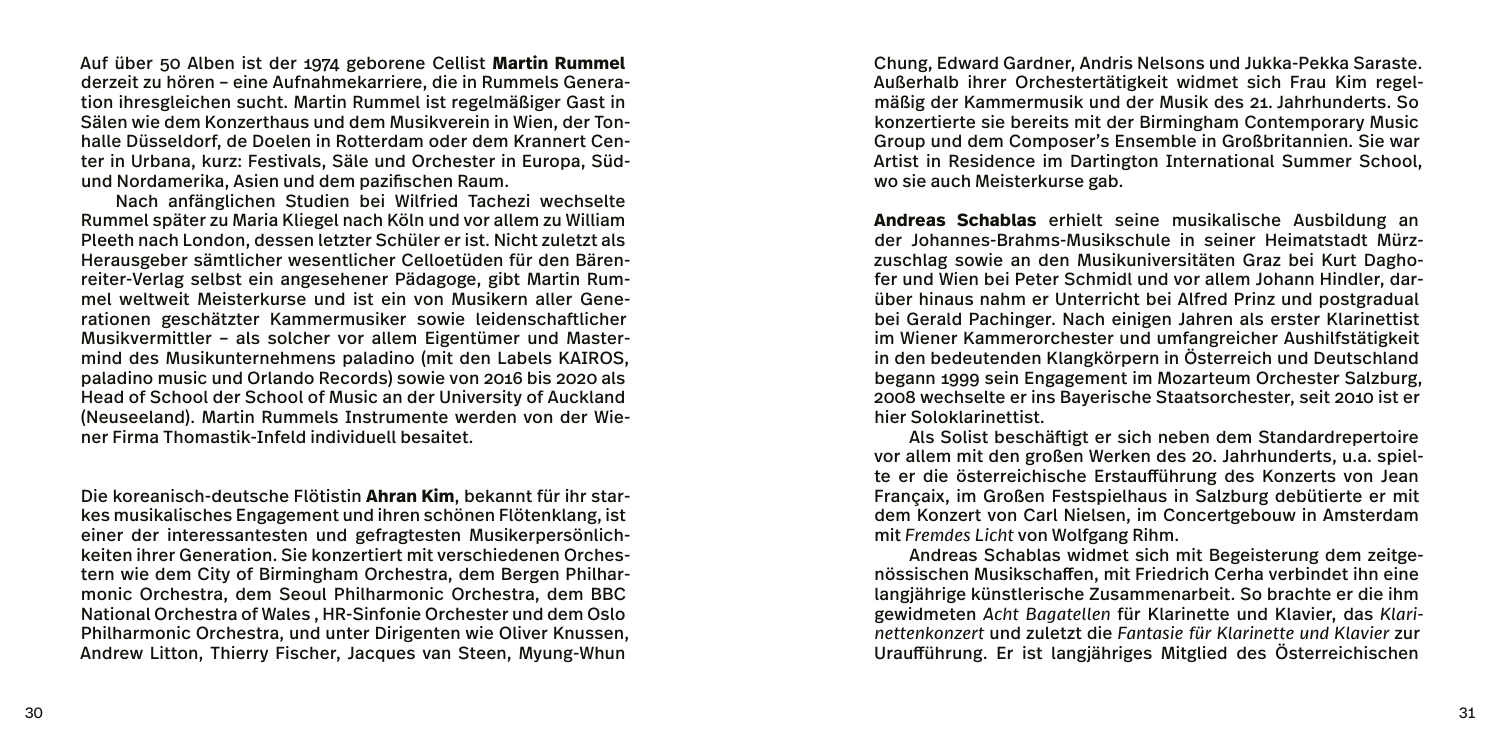Auf über 50 Alben ist der 1974 geborene Cellist **Martin Rummel** derzeit zu hören – eine Aufnahmekarriere, die in Rummels Generation ihresgleichen sucht. Martin Rummel ist regelmäßiger Gast in Sälen wie dem Konzerthaus und dem Musikverein in Wien, der Tonhalle Düsseldorf, de Doelen in Rotterdam oder dem Krannert Center in Urbana, kurz: Festivals, Säle und Orchester in Europa, Süd- und Nordamerika, Asien und dem pazifischen Raum.

Nach anfänglichen Studien bei Wilfried Tachezi wechselte Rummel später zu Maria Kliegel nach Köln und vor allem zu William Pleeth nach London, dessen letzter Schüler er ist. Nicht zuletzt als Herausgeber sämtlicher wesentlicher Celloetüden für den Bärenreiter-Verlag selbst ein angesehener Pädagoge, gibt Martin Rummel weltweit Meisterkurse und ist ein von Musikern aller Generationen geschätzter Kammermusiker sowie leidenschaftlicher Musikvermittler – als solcher vor allem Eigentümer und Mastermind des Musikunternehmens paladino (mit den Labels KAIROS, paladino music und Orlando Records) sowie von 2016 bis 2020 als Head of School der School of Music an der University of Auckland (Neuseeland). Martin Rummels Instrumente werden von der Wiener Firma Thomastik-Infeld individuell besaitet.

Die koreanisch-deutsche Flötistin **Ahran Kim**, bekannt für ihr starkes musikalisches Engagement und ihren schönen Flötenklang, ist einer der interessantesten und gefragtesten Musikerpersönlichkeiten ihrer Generation. Sie konzertiert mit verschiedenen Orchestern wie dem City of Birmingham Orchestra, dem Bergen Philharmonic Orchestra, dem Seoul Philharmonic Orchestra, dem BBC National Orchestra of Wales , HR-Sinfonie Orchester und dem Oslo Philharmonic Orchestra, und unter Dirigenten wie Oliver Knussen, Andrew Litton, Thierry Fischer, Jacques van Steen, Myung-Whun Chung, Edward Gardner, Andris Nelsons und Jukka-Pekka Saraste. Außerhalb ihrer Orchestertätigkeit widmet sich Frau Kim regelmäßig der Kammermusik und der Musik des 21. Jahrhunderts. So konzertierte sie bereits mit der Birmingham Contemporary Music Group und dem Composer's Ensemble in Großbritannien. Sie war Artist in Residence im Dartington International Summer School, wo sie auch Meisterkurse gab.

**Andreas Schablas** erhielt seine musikalische Ausbildung an der Johannes-Brahms-Musikschule in seiner Heimatstadt Mürzzuschlag sowie an den Musikuniversitäten Graz bei Kurt Daghofer und Wien bei Peter Schmidl und vor allem Johann Hindler, darüber hinaus nahm er Unterricht bei Alfred Prinz und postgradual bei Gerald Pachinger. Nach einigen Jahren als erster Klarinettist im Wiener Kammerorchester und umfangreicher Aushilfstätigkeit in den bedeutenden Klangkörpern in Österreich und Deutschland begann 1999 sein Engagement im Mozarteum Orchester Salzburg, 2008 wechselte er ins Bayerische Staatsorchester, seit 2010 ist er hier Soloklarinettist.

Als Solist beschäftigt er sich neben dem Standardrepertoire vor allem mit den großen Werken des 20. Jahrhunderts, u.a. spielte er die österreichische Erstaufführung des Konzerts von Jean Françaix, im Großen Festspielhaus in Salzburg debütierte er mit dem Konzert von Carl Nielsen, im Concertgebouw in Amsterdam mit *Fremdes Licht* von Wolfgang Rihm.

Andreas Schablas widmet sich mit Begeisterung dem zeitgenössischen Musikschaffen, mit Friedrich Cerha verbindet ihn eine langjährige künstlerische Zusammenarbeit. So brachte er die ihm gewidmeten *Acht Bagatellen* für Klarinette und Klavier, das *Klarinettenkonzert* und zuletzt die *Fantasie für Klarinette und Klavier* zur Uraufführung. Er ist langjähriges Mitglied des Österreichischen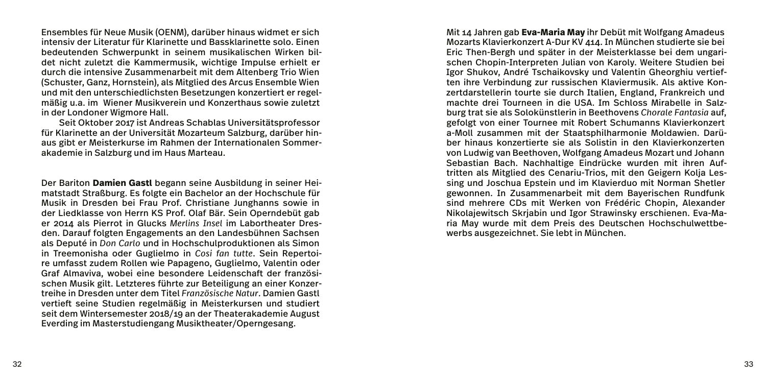Ensembles für Neue Musik (OENM), darüber hinaus widmet er sich intensiv der Literatur für Klarinette und Bassklarinette solo. Einen bedeutenden Schwerpunkt in seinem musikalischen Wirken bildet nicht zuletzt die Kammermusik, wichtige Impulse erhielt er durch die intensive Zusammenarbeit mit dem Altenberg Trio Wien (Schuster, Ganz, Hornstein), als Mitglied des Arcus Ensemble Wien und mit den unterschiedlichsten Besetzungen konzertiert er regelmäßig u.a. im Wiener Musikverein und Konzerthaus sowie zuletzt in der Londoner Wigmore Hall.

Seit Oktober 2017 ist Andreas Schablas Universitätsprofessor für Klarinette an der Universität Mozarteum Salzburg, darüber hinaus gibt er Meisterkurse im Rahmen der Internationalen Sommerakademie in Salzburg und im Haus Marteau.

Der Bariton **Damien Gastl** begann seine Ausbildung in seiner Heimatstadt Straßburg. Es folgte ein Bachelor an der Hochschule für Musik in Dresden bei Frau Prof. Christiane Junghanns sowie in der Liedklasse von Herrn KS Prof. Olaf Bär. Sein Operndebüt gab er 2014 als Pierrot in Glucks *Merlins Insel* im Labortheater Dresden. Darauf folgten Engagements an den Landesbühnen Sachsen als Deputé in *Don Carlo* und in Hochschulproduktionen als Simon in Treemonisha oder Guglielmo in *Cosi fan tutte*. Sein Repertoire umfasst zudem Rollen wie Papageno, Guglielmo, Valentin oder Graf Almaviva, wobei eine besondere Leidenschaft der französischen Musik gilt. Letzteres führte zur Beteiligung an einer Konzertreihe in Dresden unter dem Titel *Französische Natur*. Damien Gastl vertieft seine Studien regelmäßig in Meisterkursen und studiert seit dem Wintersemester 2018/19 an der Theaterakademie August Everding im Masterstudiengang Musiktheater/Operngesang.

Mit 14 Jahren gab **Eva-Maria May** ihr Debüt mit Wolfgang Amadeus Mozarts Klavierkonzert A-Dur KV 414. In München studierte sie bei Eric Then-Bergh und später in der Meisterklasse bei dem ungarischen Chopin-Interpreten Julian von Karoly. Weitere Studien bei Igor Shukov, André Tschaikovsky und Valentin Gheorghiu vertieften ihre Verbindung zur russischen Klaviermusik. Als aktive Konzertdarstellerin tourte sie durch Italien, England, Frankreich und machte drei Tourneen in die USA. Im Schloss Mirabelle in Salzburg trat sie als Solokünstlerin in Beethovens *Chorale Fantasia* auf, gefolgt von einer Tournee mit Robert Schumanns Klavierkonzert a-Moll zusammen mit der Staatsphilharmonie Moldawien. Darüber hinaus konzertierte sie als Solistin in den Klavierkonzerten von Ludwig van Beethoven, Wolfgang Amadeus Mozart und Johann Sebastian Bach. Nachhaltige Eindrücke wurden mit ihren Auftritten als Mitglied des Cenariu-Trios, mit den Geigern Kolja Lessing und Joschua Epstein und im Klavierduo mit Norman Shetler gewonnen. In Zusammenarbeit mit dem Bayerischen Rundfunk sind mehrere CDs mit Werken von Frédéric Chopin, Alexander Nikolajewitsch Skrjabin und Igor Strawinsky erschienen. Eva-Maria May wurde mit dem Preis des Deutschen Hochschulwettbewerbs ausgezeichnet. Sie lebt in München.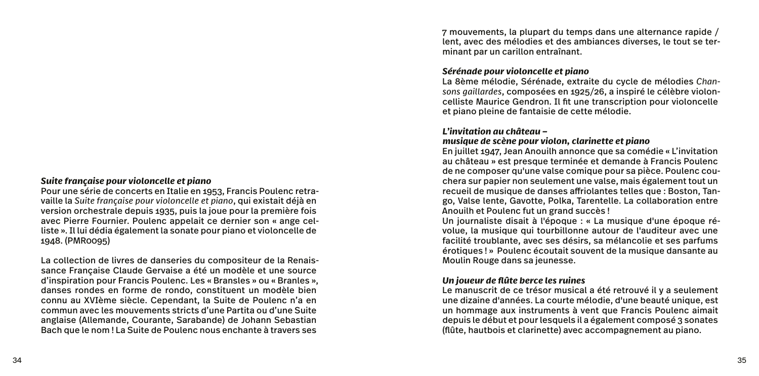### *Suite française pour violoncelle et piano*

Pour une série de concerts en Italie en 1953, Francis Poulenc retravaille la *Suite française pour violoncelle et piano*, qui existait déjà en version orchestrale depuis 1935, puis la joue pour la première fois avec Pierre Fournier. Poulenc appelait ce dernier son « ange celliste ». Il lui dédia également la sonate pour piano et violoncelle de 1948. (PMR0095)

La collection de livres de danseries du compositeur de la Renaissance Française Claude Gervaise a été un modèle et une source d'inspiration pour Francis Poulenc. Les « Bransles » ou « Branles », danses rondes en forme de rondo, constituent un modèle bien connu au XVIème siècle. Cependant, la Suite de Poulenc n'a en commun avec les mouvements stricts d'une Partita ou d'une Suite anglaise (Allemande, Courante, Sarabande) de Johann Sebastian Bach que le nom ! La Suite de Poulenc nous enchante à travers ses 7 mouvements, la plupart du temps dans une alternance rapide / lent, avec des mélodies et des ambiances diverses, le tout se terminant par un carillon entraînant.

### *Sérénade pour violoncelle et piano*

La 8ème mélodie, Sérénade, extraite du cycle de mélodies *Chansons gaillardes*, composées en 1925/26, a inspiré le célèbre violoncelliste Maurice Gendron. Il fit une transcription pour violoncelle et piano pleine de fantaisie de cette mélodie.

### *L'invitation au château – musique de scène pour violon, clarinette et piano*

En juillet 1947, Jean Anouilh annonce que sa comédie « L'invitation au château » est presque terminée et demande à Francis Poulenc de ne composer qu'une valse comique pour sa pièce. Poulenc couchera sur papier non seulement une valse, mais également tout un recueil de musique de danses affriolantes telles que : Boston, Tango, Valse lente, Gavotte, Polka, Tarentelle. La collaboration entre Anouilh et Poulenc fut un grand succès !

Un journaliste disait à l'époque : « La musique d'une époque révolue, la musique qui tourbillonne autour de l'auditeur avec une facilité troublante, avec ses désirs, sa mélancolie et ses parfums érotiques ! » Poulenc écoutait souvent de la musique dansante au Moulin Rouge dans sa jeunesse.

### *Un joueur de flûte berce les ruines*

Le manuscrit de ce trésor musical a été retrouvé il y a seulement une dizaine d'années. La courte mélodie, d'une beauté unique, est un hommage aux instruments à vent que Francis Poulenc aimait depuis le début et pour lesquels il a également composé 3 sonates (flûte, hautbois et clarinette) avec accompagnement au piano.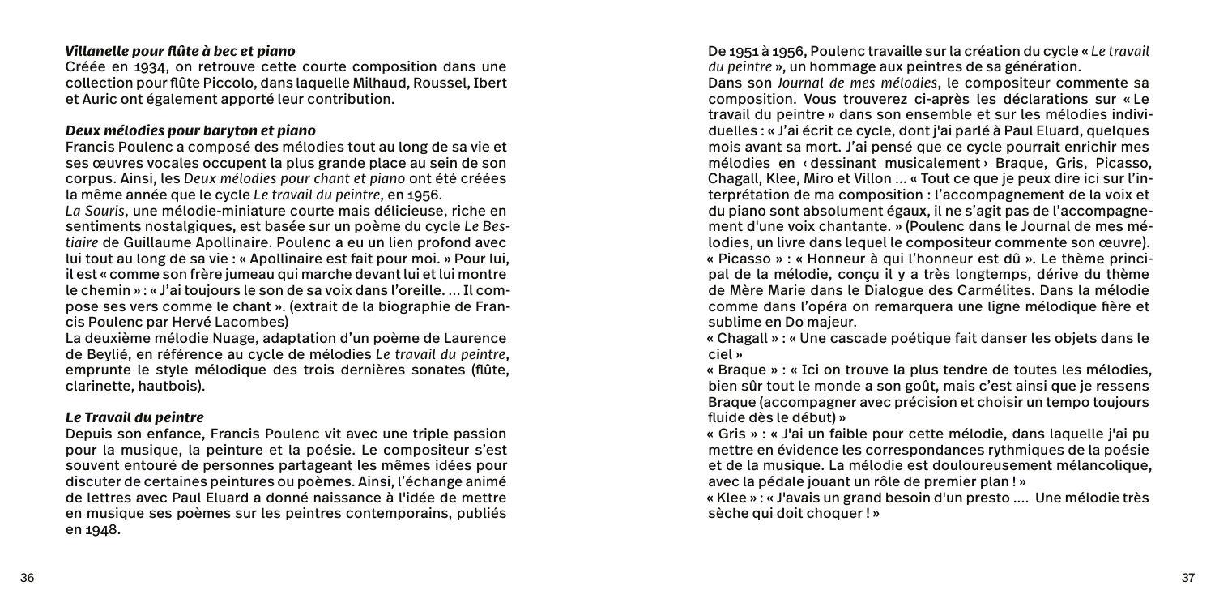### *Villanelle pour flûte à bec et piano*

Créée en 1934, on retrouve cette courte composition dans une collection pour flûte Piccolo, dans laquelle Milhaud, Roussel, Ibert et Auric ont également apporté leur contribution.

### *Deux mélodies pour baryton et piano*

Francis Poulenc a composé des mélodies tout au long de sa vie et ses œuvres vocales occupent la plus grande place au sein de son corpus. Ainsi, les *Deux mélodies pour chant et piano* ont été créées la même année que le cycle *Le travail du peintre*, en 1956.

*La Souris*, une mélodie-miniature courte mais délicieuse, riche en sentiments nostalgiques, est basée sur un poème du cycle *Le Bestiaire* de Guillaume Apollinaire. Poulenc a eu un lien profond avec lui tout au long de sa vie : « Apollinaire est fait pour moi. » Pour lui, il est « comme son frère jumeau qui marche devant lui et lui montre le chemin » : « J'ai toujours le son de sa voix dans l'oreille. … Il compose ses vers comme le chant ». (extrait de la biographie de Francis Poulenc par Hervé Lacombes)

La deuxième mélodie Nuage, adaptation d'un poème de Laurence de Beylié, en référence au cycle de mélodies *Le travail du peintre*, emprunte le style mélodique des trois dernières sonates (flûte, clarinette, hautbois).

### *Le Travail du peintre*

Depuis son enfance, Francis Poulenc vit avec une triple passion pour la musique, la peinture et la poésie. Le compositeur s'est souvent entouré de personnes partageant les mêmes idées pour discuter de certaines peintures ou poèmes. Ainsi, l'échange animé de lettres avec Paul Eluard a donné naissance à l'idée de mettre en musique ses poèmes sur les peintres contemporains, publiés en 1948.

De 1951 à 1956, Poulenc travaille sur la création du cycle « *Le travail du peintre* », un hommage aux peintres de sa génération.

Dans son *Journal de mes mélodies*, le compositeur commente sa composition. Vous trouverez ci-après les déclarations sur « Le travail du peintre » dans son ensemble et sur les mélodies individuelles : « J'ai écrit ce cycle, dont j'ai parlé à Paul Eluard, quelques mois avant sa mort. J'ai pensé que ce cycle pourrait enrichir mes mélodies en ‹ dessinant musicalement › Braque, Gris, Picasso, Chagall, Klee, Miro et Villon … « Tout ce que je peux dire ici sur l'interprétation de ma composition : l'accompagnement de la voix et du piano sont absolument égaux, il ne s'agit pas de l'accompagnement d'une voix chantante. » (Poulenc dans le Journal de mes mélodies, un livre dans lequel le compositeur commente son œuvre).

« Picasso » : « Honneur à qui l'honneur est dû ». Le thème principal de la mélodie, conçu il y a très longtemps, dérive du thème de Mère Marie dans le Dialogue des Carmélites. Dans la mélodie comme dans l'opéra on remarquera une ligne mélodique fière et sublime en Do majeur.

« Chagall » : « Une cascade poétique fait danser les objets dans le ciel »

« Braque » : « Ici on trouve la plus tendre de toutes les mélodies, bien sûr tout le monde a son goût, mais c'est ainsi que je ressens Braque (accompagner avec précision et choisir un tempo toujours fluide dès le début) »

« Gris » : « J'ai un faible pour cette mélodie, dans laquelle j'ai pu mettre en évidence les correspondances rythmiques de la poésie et de la musique. La mélodie est douloureusement mélancolique, avec la pédale jouant un rôle de premier plan ! »

« Klee » : « J'avais un grand besoin d'un presto …. Une mélodie très sèche qui doit choquer ! »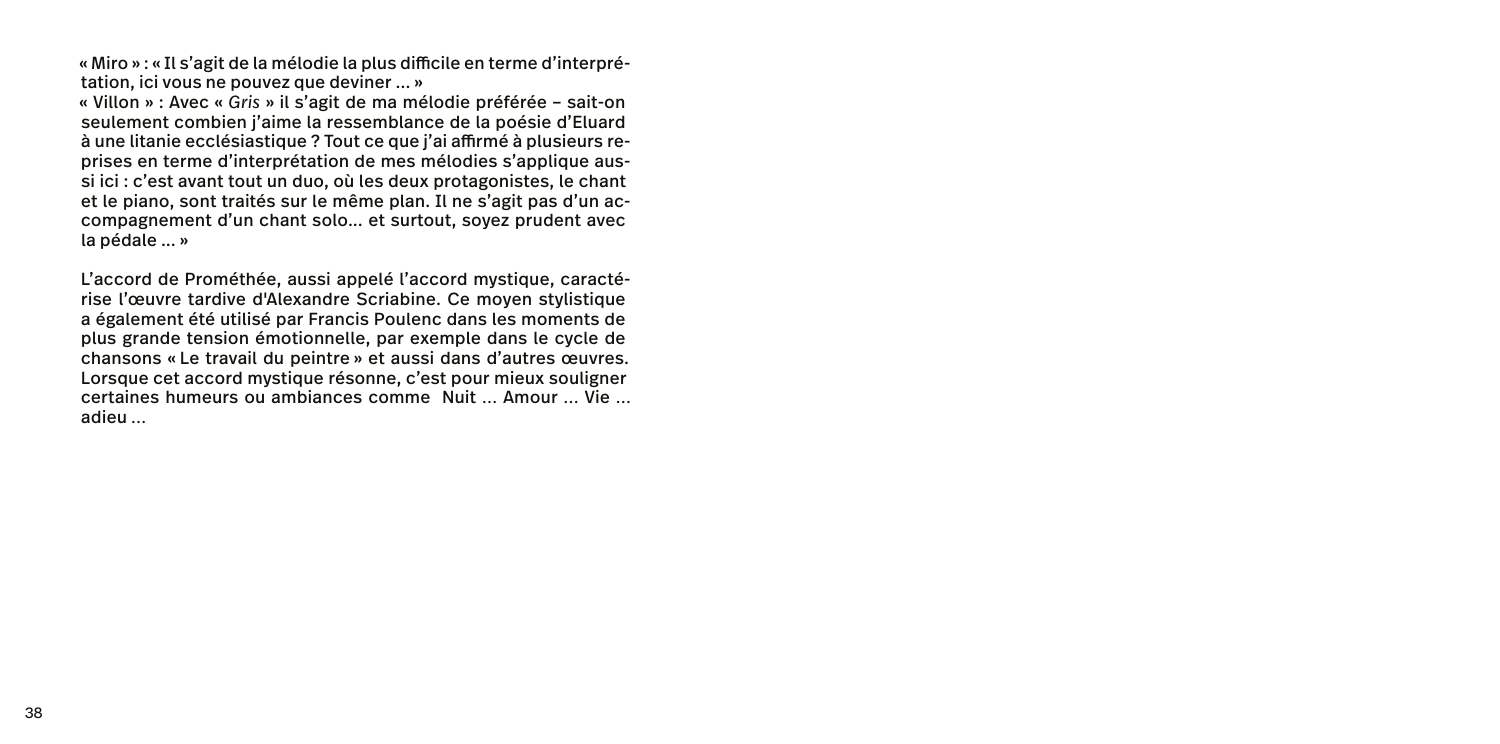« Miro » : « Il s'agit de la mélodie la plus difficile en terme d'interprétation, ici vous ne pouvez que deviner … »
« Villon » : Avec « *Gris* » il s'agit de ma mélodie préférée – sait-on seulement combien j'aime la ressemblance de la poésie d'Eluard à une litanie ecclésiastique ? Tout ce que j'ai affirmé à plusieurs reprises en terme d'interprétation de mes mélodies s'applique aussi ici : c'est avant tout un duo, où les deux protagonistes, le chant et le piano, sont traités sur le même plan. Il ne s'agit pas d'un accompagnement d'un chant solo… et surtout, soyez prudent avec la pédale … »

L'accord de Prométhée, aussi appelé l'accord mystique, caractérise l'œuvre tardive d'Alexandre Scriabine. Ce moyen stylistique a également été utilisé par Francis Poulenc dans les moments de plus grande tension émotionnelle, par exemple dans le cycle de chansons « Le travail du peintre » et aussi dans d'autres œuvres. Lorsque cet accord mystique résonne, c'est pour mieux souligner certaines humeurs ou ambiances comme Nuit … Amour … Vie … adieu …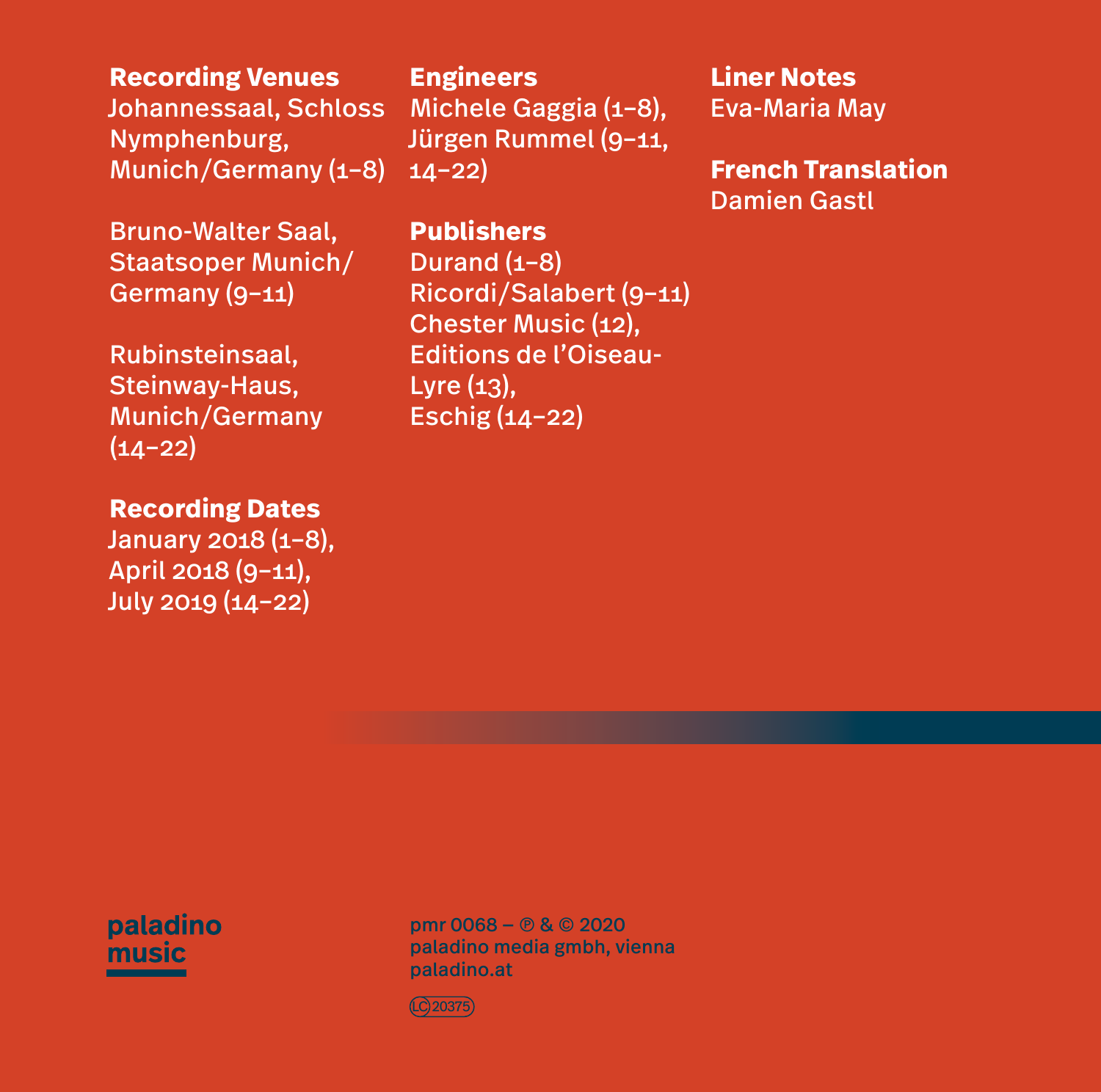**Recording Venues**
Johannessaal, Schloss Nymphenburg, Munich/Germany (1–8)

Bruno-Walter Saal, Staatsoper Munich/Germany (9–11)

Rubinsteinsaal, Steinway-Haus, Munich/Germany (14–22)

**Recording Dates**
January 2018 (1–8),
April 2018 (9–11),
July 2019 (14–22)

**Engineers**
Michele Gaggia (1–8),
Jürgen Rummel (9–11, 14–22)

**Publishers**
Durand (1–8)
Ricordi/Salabert (9–11)
Chester Music (12),
Editions de l'Oiseau-Lyre (13),
Eschig (14–22)

**Liner Notes**
Eva-Maria May

**French Translation**
Damien Gastl

paladino music

pmr 0068 – ℗ & © 2020
paladino media gmbh, vienna
paladino.at

LC 20375